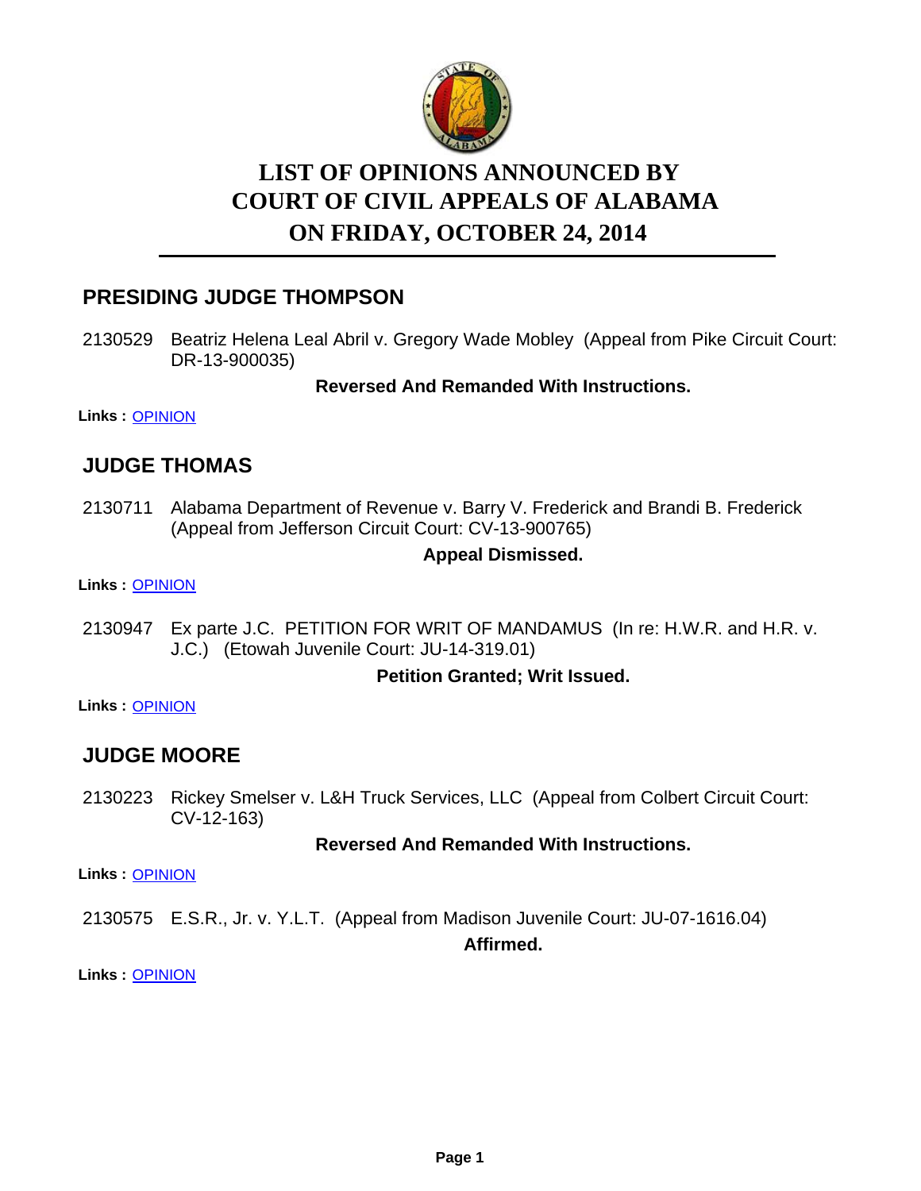# LIST OF OPINIONS ANNOUNCED BY COURT OF CIVIL APPEALS OF ALABAMA ON FRIDAY, OCTOBER 24, 2014

## PRESIDING JUDGE THOMPSON

2130529 Beatriz Helena Leal Abril v. Gregory Wade Mobley (Appeal from Pike Circuit Court: DR-13-900035)

**Reversed And Remanded With Instructions.**

**Links :** OPINION

## JUDGE THOMAS

2130711 Alabama Department of Revenue v. Barry V. Frederick and Brandi B. Frederick (Appeal from Jefferson Circuit Court: CV-13-900765)

**Appeal Dismissed.**

**Links :** OPINION

2130947 Ex parte J.C. PETITION FOR WRIT OF MANDAMUS (In re: H.W.R. and H.R. v. J.C.) (Etowah Juvenile Court: JU-14-319.01)

**Petition Granted; Writ Issued.**

**Links :** OPINION

## JUDGE MOORE

2130223 Rickey Smelser v. L&H Truck Services, LLC (Appeal from Colbert Circuit Court: CV-12-163)

**Reversed And Remanded With Instructions.**

**Links :** OPINION

2130575 E.S.R., Jr. v. Y.L.T. (Appeal from Madison Juvenile Court: JU-07-1616.04)

**Affirmed.**

**Links :** OPINION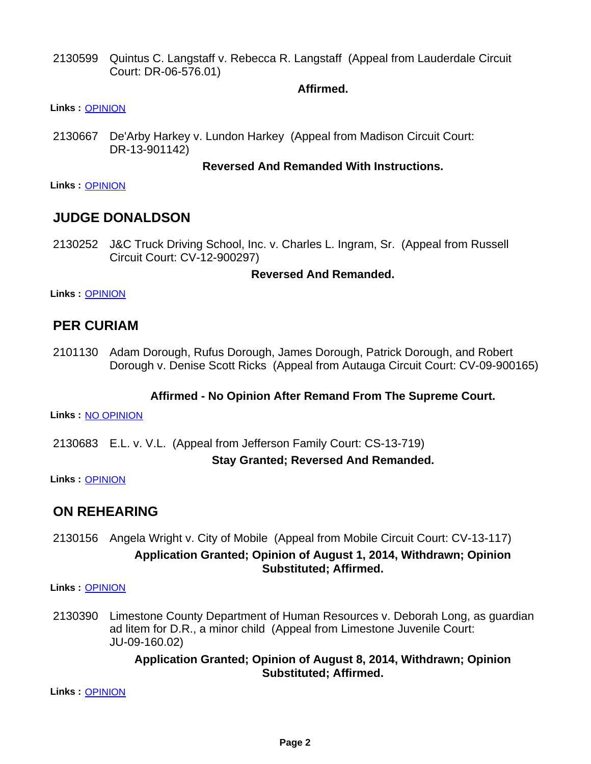2130599 Quintus C. Langstaff v. Rebecca R. Langstaff (Appeal from Lauderdale Circuit Court: DR-06-576.01)

**Affirmed.**

**Links :** OPINION

2130667 De'Arby Harkey v. Lundon Harkey (Appeal from Madison Circuit Court: DR-13-901142)

**Reversed And Remanded With Instructions.**

**Links :** OPINION

## JUDGE DONALDSON

2130252 J&C Truck Driving School, Inc. v. Charles L. Ingram, Sr. (Appeal from Russell Circuit Court: CV-12-900297)

**Reversed And Remanded.**

**Links :** OPINION

## PER CURIAM

2101130 Adam Dorough, Rufus Dorough, James Dorough, Patrick Dorough, and Robert Dorough v. Denise Scott Ricks (Appeal from Autauga Circuit Court: CV-09-900165)

**Affirmed - No Opinion After Remand From The Supreme Court.**

**Links :** NO OPINION

2130683 E.L. v. V.L. (Appeal from Jefferson Family Court: CS-13-719)

**Stay Granted; Reversed And Remanded.**

**Links :** OPINION

## ON REHEARING

2130156 Angela Wright v. City of Mobile (Appeal from Mobile Circuit Court: CV-13-117)

**Application Granted; Opinion of August 1, 2014, Withdrawn; Opinion Substituted; Affirmed.**

**Links :** OPINION

2130390 Limestone County Department of Human Resources v. Deborah Long, as guardian ad litem for D.R., a minor child (Appeal from Limestone Juvenile Court: JU-09-160.02)

**Application Granted; Opinion of August 8, 2014, Withdrawn; Opinion Substituted; Affirmed.**

**Links :** OPINION